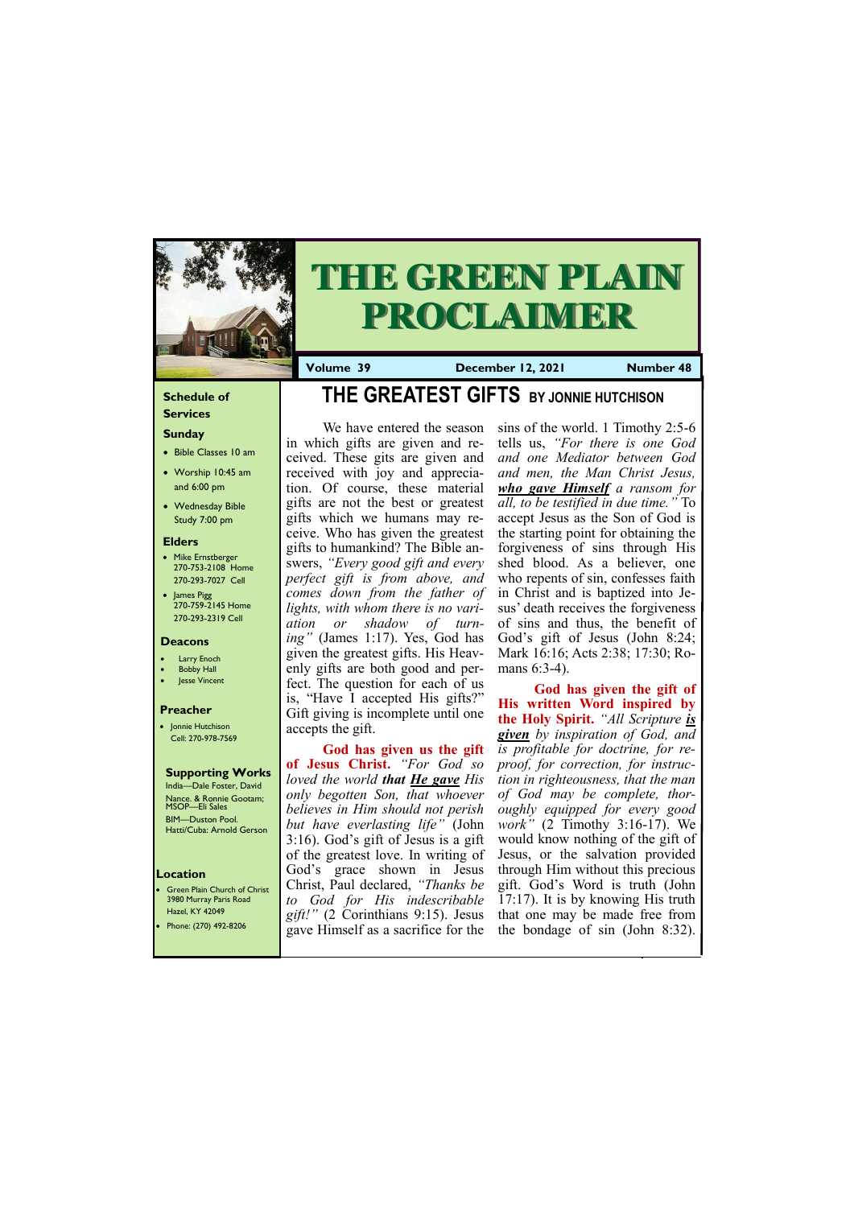# THE GREEN PLAIN PROCLAIMER

**Volume 39** | **December 12, 2021** | **Number 48**

## Schedule of Services

### Sunday

- Bible Classes 10 am
- Worship 10:45 am and 6:00 pm
- Wednesday Bible Study 7:00 pm

### Elders

- Mike Ernstberger 270-753-2108 Home 270-293-7027 Cell
- James Pigg 270-759-2145 Home 270-293-2319 Cell

### Deacons

- Larry Enoch
- Bobby Hall
- Jesse Vincent

### Preacher

- Jonnie Hutchison Cell: 270-978-7569

### Supporting Works

India—Dale Foster, David Nance. & Ronnie Gootam; MSOP—Eli Sales
BIM—Duston Pool.
Hatti/Cuba: Arnold Gerson

### Location

- Green Plain Church of Christ 3980 Murray Paris Road Hazel, KY 42049
- Phone: (270) 492-8206

# THE GREATEST GIFTS BY JONNIE HUTCHISON

We have entered the season in which gifts are given and received. These gits are given and received with joy and appreciation. Of course, these material gifts are not the best or greatest gifts which we humans may receive. Who has given the greatest gifts to humankind? The Bible answers, *"Every good gift and every perfect gift is from above, and comes down from the father of lights, with whom there is no variation or shadow of turning"* (James 1:17). Yes, God has given the greatest gifts. His Heavenly gifts are both good and perfect. The question for each of us is, "Have I accepted His gifts?" Gift giving is incomplete until one accepts the gift.

**God has given us the gift of Jesus Christ.** *"For God so loved the world **that** **He gave** His only begotten Son, that whoever believes in Him should not perish but have everlasting life"* (John 3:16). God's gift of Jesus is a gift of the greatest love. In writing of God's grace shown in Jesus Christ, Paul declared, *"Thanks be to God for His indescribable gift!"* (2 Corinthians 9:15). Jesus gave Himself as a sacrifice for the sins of the world. 1 Timothy 2:5-6 tells us, *"For there is one God and one Mediator between God and men, the Man Christ Jesus, **who gave Himself** a ransom for all, to be testified in due time."* To accept Jesus as the Son of God is the starting point for obtaining the forgiveness of sins through His shed blood. As a believer, one who repents of sin, confesses faith in Christ and is baptized into Jesus' death receives the forgiveness of sins and thus, the benefit of God's gift of Jesus (John 8:24; Mark 16:16; Acts 2:38; 17:30; Romans 6:3-4).

**God has given the gift of His written Word inspired by the Holy Spirit.** *"All Scripture **is given** by inspiration of God, and is profitable for doctrine, for reproof, for correction, for instruction in righteousness, that the man of God may be complete, thoroughly equipped for every good work"* (2 Timothy 3:16-17). We would know nothing of the gift of Jesus, or the salvation provided through Him without this precious gift. God's Word is truth (John 17:17). It is by knowing His truth that one may be made free from the bondage of sin (John 8:32).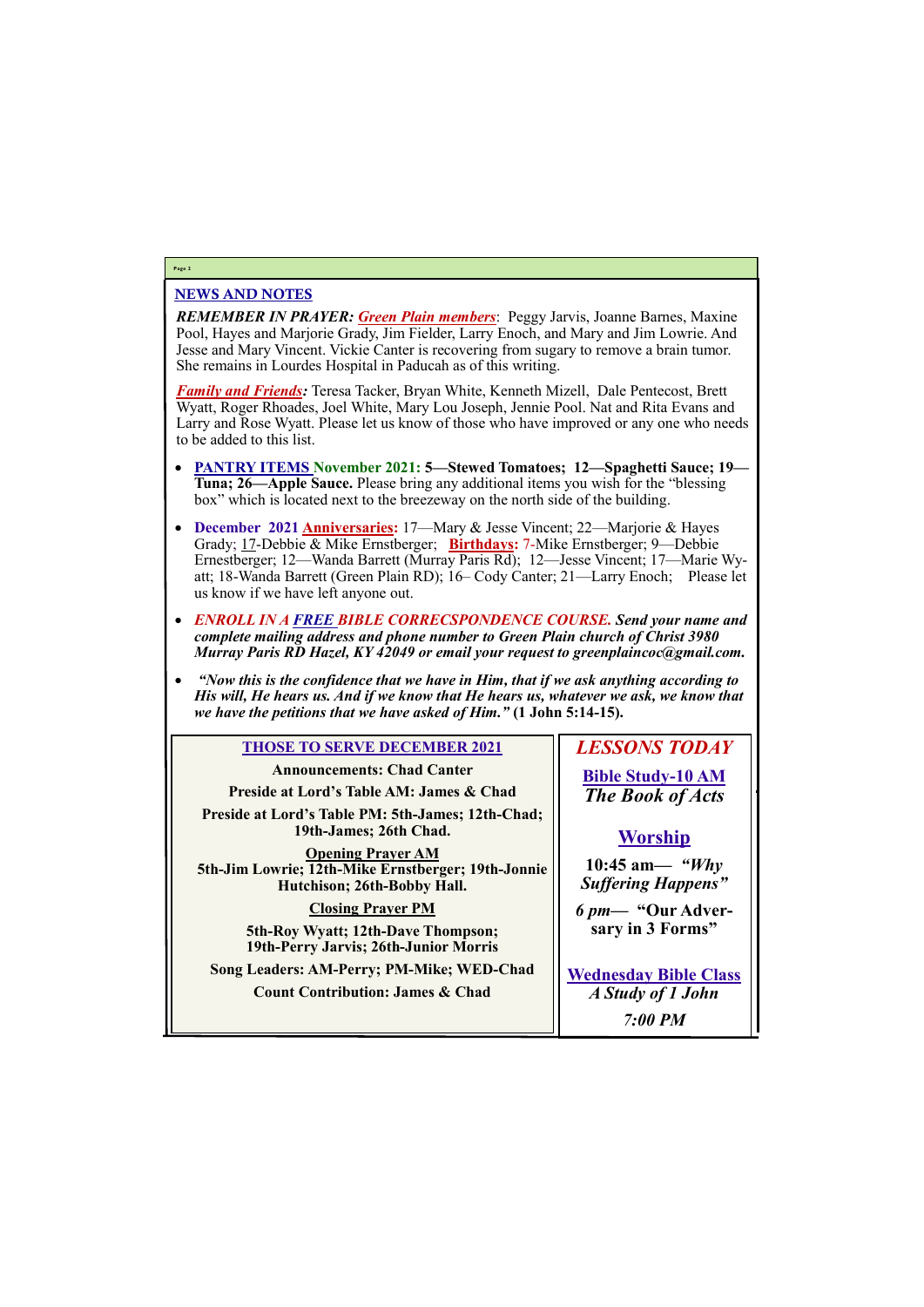## NEWS AND NOTES

***REMEMBER IN PRAYER:*** ***Green Plain members***: Peggy Jarvis, Joanne Barnes, Maxine Pool, Hayes and Marjorie Grady, Jim Fielder, Larry Enoch, and Mary and Jim Lowrie. And Jesse and Mary Vincent. Vickie Canter is recovering from sugary to remove a brain tumor. She remains in Lourdes Hospital in Paducah as of this writing.

***Family and Friends:*** Teresa Tacker, Bryan White, Kenneth Mizell, Dale Pentecost, Brett Wyatt, Roger Rhoades, Joel White, Mary Lou Joseph, Jennie Pool. Nat and Rita Evans and Larry and Rose Wyatt. Please let us know of those who have improved or any one who needs to be added to this list.

- **PANTRY ITEMS November 2021: 5—Stewed Tomatoes; 12—Spaghetti Sauce; 19—Tuna; 26—Apple Sauce.** Please bring any additional items you wish for the "blessing box" which is located next to the breezeway on the north side of the building.
- **December 2021 Anniversaries:** 17—Mary & Jesse Vincent; 22—Marjorie & Hayes Grady; 17-Debbie & Mike Ernstberger; **Birthdays:** 7-Mike Ernstberger; 9—Debbie Ernestberger; 12—Wanda Barrett (Murray Paris Rd); 12—Jesse Vincent; 17—Marie Wyatt; 18-Wanda Barrett (Green Plain RD); 16– Cody Canter; 21—Larry Enoch; Please let us know if we have left anyone out.
- ***ENROLL IN A FREE BIBLE CORRECSPONDENCE COURSE. Send your name and complete mailing address and phone number to Green Plain church of Christ 3980 Murray Paris RD Hazel, KY 42049 or email your request to greenplaincoc@gmail.com.***
- ***"Now this is the confidence that we have in Him, that if we ask anything according to His will, He hears us. And if we know that He hears us, whatever we ask, we know that we have the petitions that we have asked of Him."*** **(1 John 5:14-15).**

### THOSE TO SERVE DECEMBER 2021

**Announcements: Chad Canter**

**Preside at Lord's Table AM: James & Chad**

**Preside at Lord's Table PM: 5th-James; 12th-Chad; 19th-James; 26th Chad.**

**Opening Prayer AM**

**5th-Jim Lowrie; 12th-Mike Ernstberger; 19th-Jonnie Hutchison; 26th-Bobby Hall.**

**Closing Prayer PM**

**5th-Roy Wyatt; 12th-Dave Thompson; 19th-Perry Jarvis; 26th-Junior Morris**

**Song Leaders: AM-Perry; PM-Mike; WED-Chad**

**Count Contribution: James & Chad**

### *LESSONS TODAY*

**Bible Study-10 AM**

***The Book of Acts***

**Worship**

**10:45 am— *"Why Suffering Happens"***

***6 pm—*** **"Our Adversary in 3 Forms"**

**Wednesday Bible Class**

***A Study of 1 John***

***7:00 PM***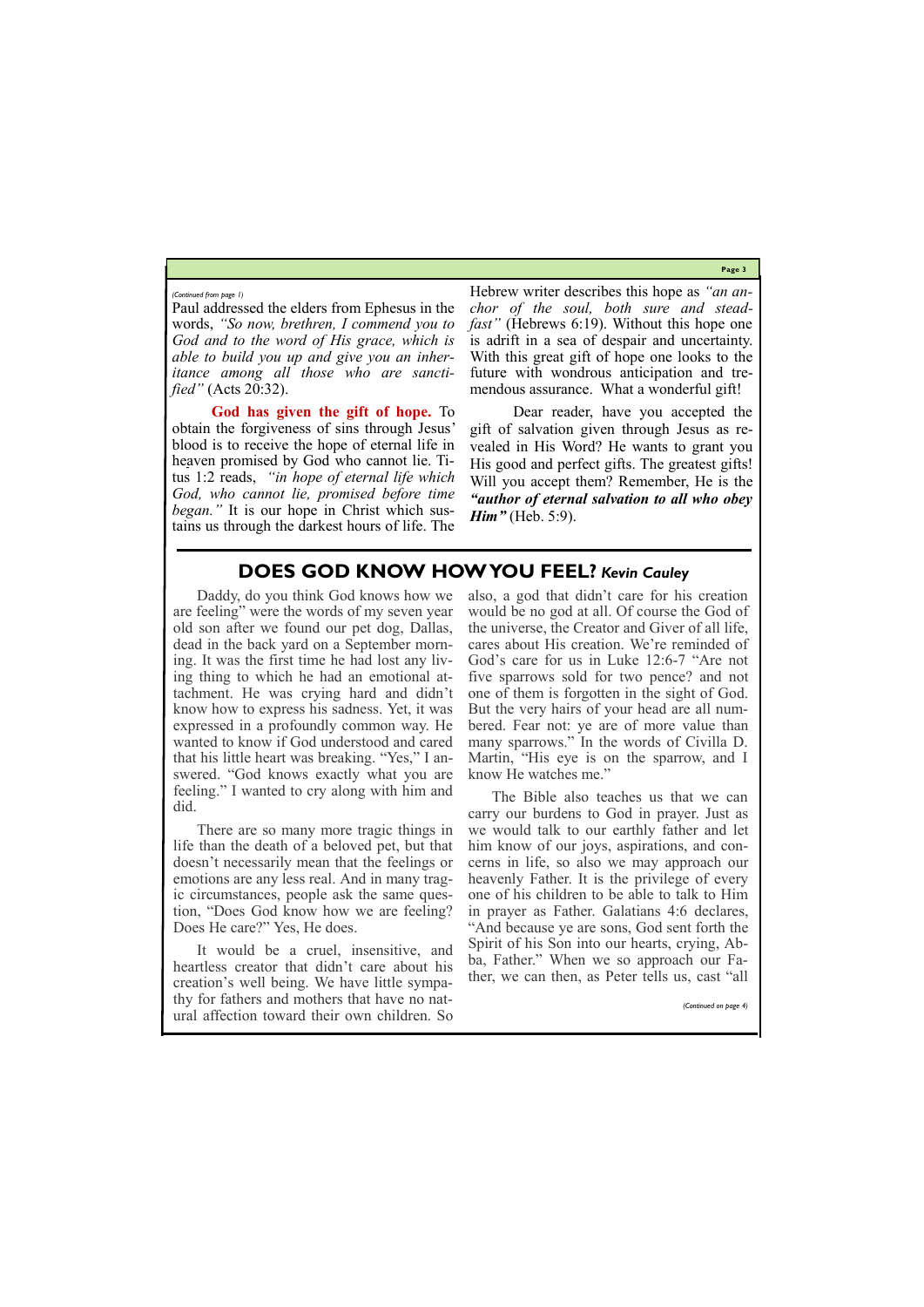*(Continued from page 1)*

Paul addressed the elders from Ephesus in the words, *"So now, brethren, I commend you to God and to the word of His grace, which is able to build you up and give you an inheritance among all those who are sanctified"* (Acts 20:32).

**God has given the gift of hope.** To obtain the forgiveness of sins through Jesus' blood is to receive the hope of eternal life in heaven promised by God who cannot lie. Titus 1:2 reads, *"in hope of eternal life which God, who cannot lie, promised before time began."* It is our hope in Christ which sustains us through the darkest hours of life. The Hebrew writer describes this hope as *"an anchor of the soul, both sure and steadfast"* (Hebrews 6:19). Without this hope one is adrift in a sea of despair and uncertainty. With this great gift of hope one looks to the future with wondrous anticipation and tremendous assurance. What a wonderful gift!

Dear reader, have you accepted the gift of salvation given through Jesus as revealed in His Word? He wants to grant you His good and perfect gifts. The greatest gifts! Will you accept them? Remember, He is the ***"author of eternal salvation to all who obey Him"*** (Heb. 5:9).

## DOES GOD KNOW HOW YOU FEEL? *Kevin Cauley*

Daddy, do you think God knows how we are feeling" were the words of my seven year old son after we found our pet dog, Dallas, dead in the back yard on a September morning. It was the first time he had lost any living thing to which he had an emotional attachment. He was crying hard and didn't know how to express his sadness. Yet, it was expressed in a profoundly common way. He wanted to know if God understood and cared that his little heart was breaking. "Yes," I answered. "God knows exactly what you are feeling." I wanted to cry along with him and did.

There are so many more tragic things in life than the death of a beloved pet, but that doesn't necessarily mean that the feelings or emotions are any less real. And in many tragic circumstances, people ask the same question, "Does God know how we are feeling? Does He care?" Yes, He does.

It would be a cruel, insensitive, and heartless creator that didn't care about his creation's well being. We have little sympathy for fathers and mothers that have no natural affection toward their own children. So also, a god that didn't care for his creation would be no god at all. Of course the God of the universe, the Creator and Giver of all life, cares about His creation. We're reminded of God's care for us in Luke 12:6-7 "Are not five sparrows sold for two pence? and not one of them is forgotten in the sight of God. But the very hairs of your head are all numbered. Fear not: ye are of more value than many sparrows." In the words of Civilla D. Martin, "His eye is on the sparrow, and I know He watches me."

The Bible also teaches us that we can carry our burdens to God in prayer. Just as we would talk to our earthly father and let him know of our joys, aspirations, and concerns in life, so also we may approach our heavenly Father. It is the privilege of every one of his children to be able to talk to Him in prayer as Father. Galatians 4:6 declares, "And because ye are sons, God sent forth the Spirit of his Son into our hearts, crying, Abba, Father." When we so approach our Father, we can then, as Peter tells us, cast "all

*(Continued on page 4)*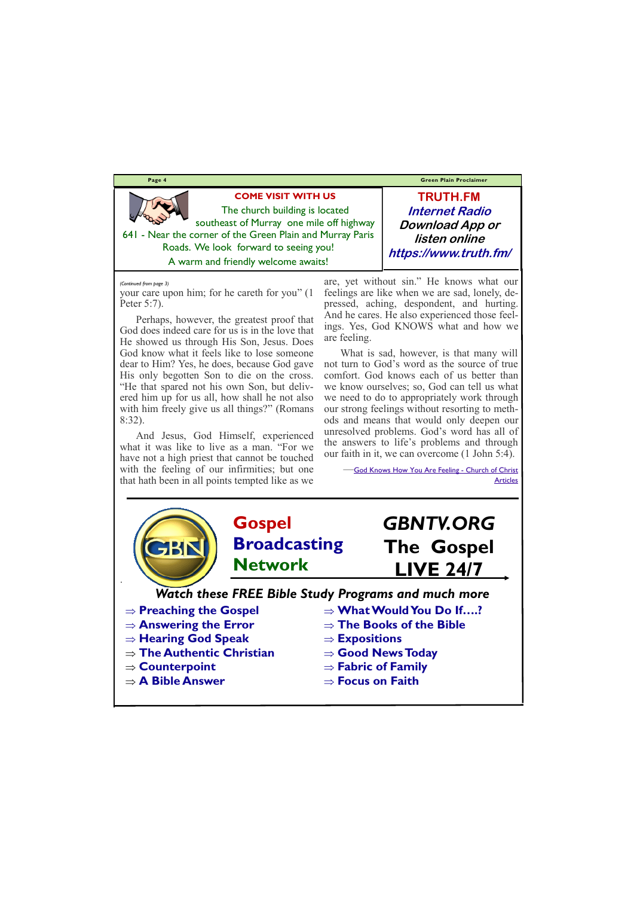## COME VISIT WITH US

The church building is located southeast of Murray one mile off highway 641 - Near the corner of the Green Plain and Murray Paris Roads. We look forward to seeing you!

A warm and friendly welcome awaits!

## TRUTH.FM

*Internet Radio*

*Download App or listen online*

*https://www.truth.fm/*

*(Continued from page 3)*

your care upon him; for he careth for you" (1 Peter 5:7).

Perhaps, however, the greatest proof that God does indeed care for us is in the love that He showed us through His Son, Jesus. Does God know what it feels like to lose someone dear to Him? Yes, he does, because God gave His only begotten Son to die on the cross. "He that spared not his own Son, but delivered him up for us all, how shall he not also with him freely give us all things?" (Romans 8:32).

And Jesus, God Himself, experienced what it was like to live as a man. "For we have not a high priest that cannot be touched with the feeling of our infirmities; but one that hath been in all points tempted like as we are, yet without sin." He knows what our feelings are like when we are sad, lonely, depressed, aching, despondent, and hurting. And he cares. He also experienced those feelings. Yes, God KNOWS what and how we are feeling.

What is sad, however, is that many will not turn to God's word as the source of true comfort. God knows each of us better than we know ourselves; so, God can tell us what we need to do to appropriately work through our strong feelings without resorting to methods and means that would only deepen our unresolved problems. God's word has all of the answers to life's problems and through our faith in it, we can overcome (1 John 5:4).

—God Knows How You Are Feeling - Church of Christ Articles

## Gospel Broadcasting Network

## GBNTV.ORG The Gospel LIVE 24/7

*Watch these FREE Bible Study Programs and much more*

- ⇒ **Preaching the Gospel**
- ⇒ **Answering the Error**
- ⇒ **Hearing God Speak**
- ⇒ **The Authentic Christian**
- ⇒ **Counterpoint**
- ⇒ **A Bible Answer**
- ⇒ **What Would You Do If….?**
- ⇒ **The Books of the Bible**
- ⇒ **Expositions**
- ⇒ **Good News Today**
- ⇒ **Fabric of Family**
- ⇒ **Focus on Faith**